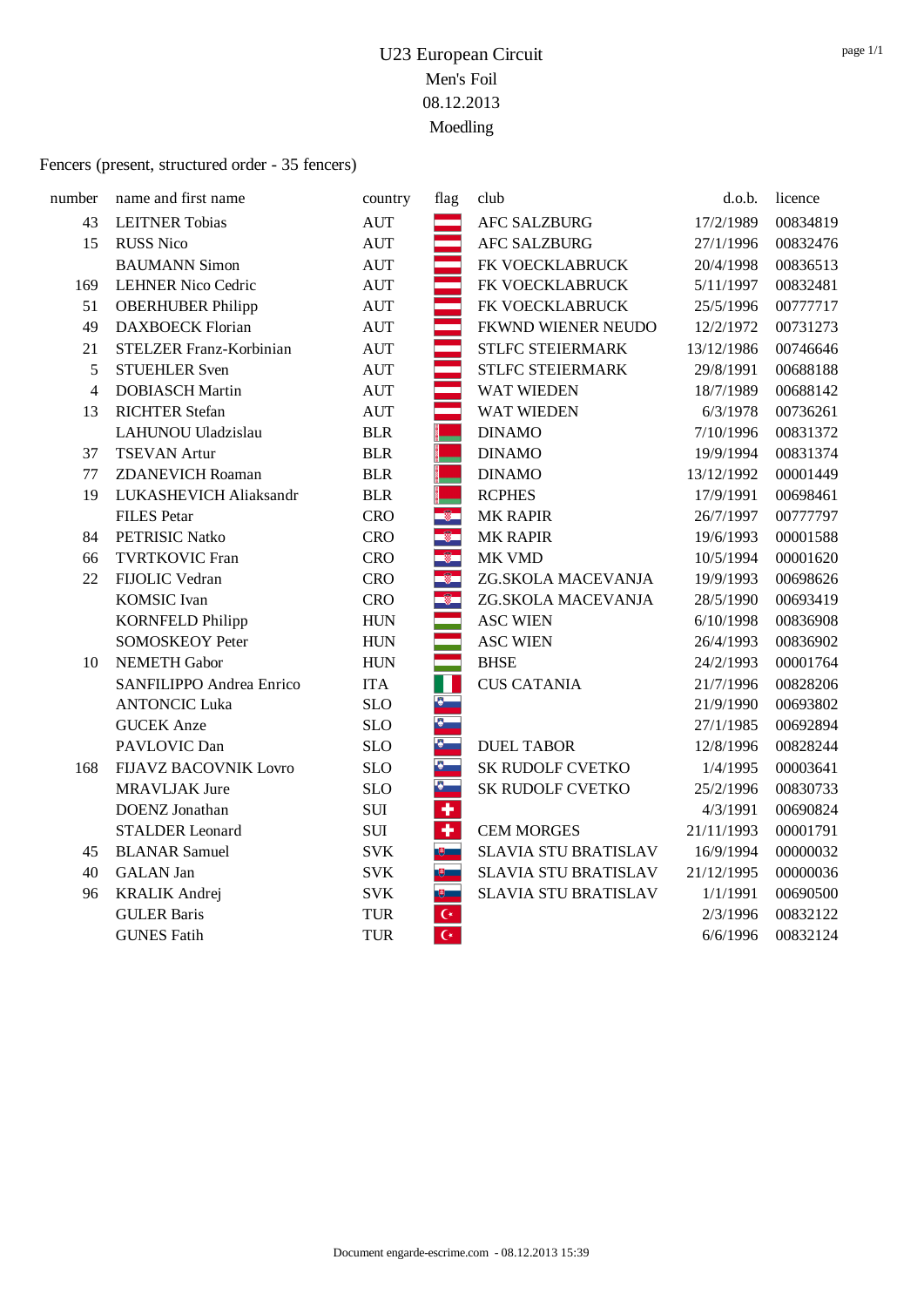# U23 European Circuit

Men's Foil

08.12.2013

Moedling

Fencers (present, structured order - 35 fencers)

| number | name and first name | country | flag | club | d.o.b. | licence |
|---|---|---|---|---|---|---|
| 43 | LEITNER Tobias | AUT | | AFC SALZBURG | 17/2/1989 | 00834819 |
| 15 | RUSS Nico | AUT | | AFC SALZBURG | 27/1/1996 | 00832476 |
| | BAUMANN Simon | AUT | | FK VOECKLABRUCK | 20/4/1998 | 00836513 |
| 169 | LEHNER Nico Cedric | AUT | | FK VOECKLABRUCK | 5/11/1997 | 00832481 |
| 51 | OBERHUBER Philipp | AUT | | FK VOECKLABRUCK | 25/5/1996 | 00777717 |
| 49 | DAXBOECK Florian | AUT | | FKWND WIENER NEUDO | 12/2/1972 | 00731273 |
| 21 | STELZER Franz-Korbinian | AUT | | STLFC STEIERMARK | 13/12/1986 | 00746646 |
| 5 | STUEHLER Sven | AUT | | STLFC STEIERMARK | 29/8/1991 | 00688188 |
| 4 | DOBIASCH Martin | AUT | | WAT WIEDEN | 18/7/1989 | 00688142 |
| 13 | RICHTER Stefan | AUT | | WAT WIEDEN | 6/3/1978 | 00736261 |
| | LAHUNOU Uladzislau | BLR | | DINAMO | 7/10/1996 | 00831372 |
| 37 | TSEVAN Artur | BLR | | DINAMO | 19/9/1994 | 00831374 |
| 77 | ZDANEVICH Roaman | BLR | | DINAMO | 13/12/1992 | 00001449 |
| 19 | LUKASHEVICH Aliaksandr | BLR | | RCPHES | 17/9/1991 | 00698461 |
| | FILES Petar | CRO | | MK RAPIR | 26/7/1997 | 00777797 |
| 84 | PETRISIC Natko | CRO | | MK RAPIR | 19/6/1993 | 00001588 |
| 66 | TVRTKOVIC Fran | CRO | | MK VMD | 10/5/1994 | 00001620 |
| 22 | FIJOLIC Vedran | CRO | | ZG.SKOLA MACEVANJA | 19/9/1993 | 00698626 |
| | KOMSIC Ivan | CRO | | ZG.SKOLA MACEVANJA | 28/5/1990 | 00693419 |
| | KORNFELD Philipp | HUN | | ASC WIEN | 6/10/1998 | 00836908 |
| | SOMOSKEOY Peter | HUN | | ASC WIEN | 26/4/1993 | 00836902 |
| 10 | NEMETH Gabor | HUN | | BHSE | 24/2/1993 | 00001764 |
| | SANFILIPPO Andrea Enrico | ITA | | CUS CATANIA | 21/7/1996 | 00828206 |
| | ANTONCIC Luka | SLO | | | 21/9/1990 | 00693802 |
| | GUCEK Anze | SLO | | | 27/1/1985 | 00692894 |
| | PAVLOVIC Dan | SLO | | DUEL TABOR | 12/8/1996 | 00828244 |
| 168 | FIJAVZ BACOVNIK Lovro | SLO | | SK RUDOLF CVETKO | 1/4/1995 | 00003641 |
| | MRAVLJAK Jure | SLO | | SK RUDOLF CVETKO | 25/2/1996 | 00830733 |
| | DOENZ Jonathan | SUI | | | 4/3/1991 | 00690824 |
| | STALDER Leonard | SUI | | CEM MORGES | 21/11/1993 | 00001791 |
| 45 | BLANAR Samuel | SVK | | SLAVIA STU BRATISLAV | 16/9/1994 | 00000032 |
| 40 | GALAN Jan | SVK | | SLAVIA STU BRATISLAV | 21/12/1995 | 00000036 |
| 96 | KRALIK Andrej | SVK | | SLAVIA STU BRATISLAV | 1/1/1991 | 00690500 |
| | GULER Baris | TUR | | | 2/3/1996 | 00832122 |
| | GUNES Fatih | TUR | | | 6/6/1996 | 00832124 |

Document engarde-escrime.com - 08.12.2013 15:39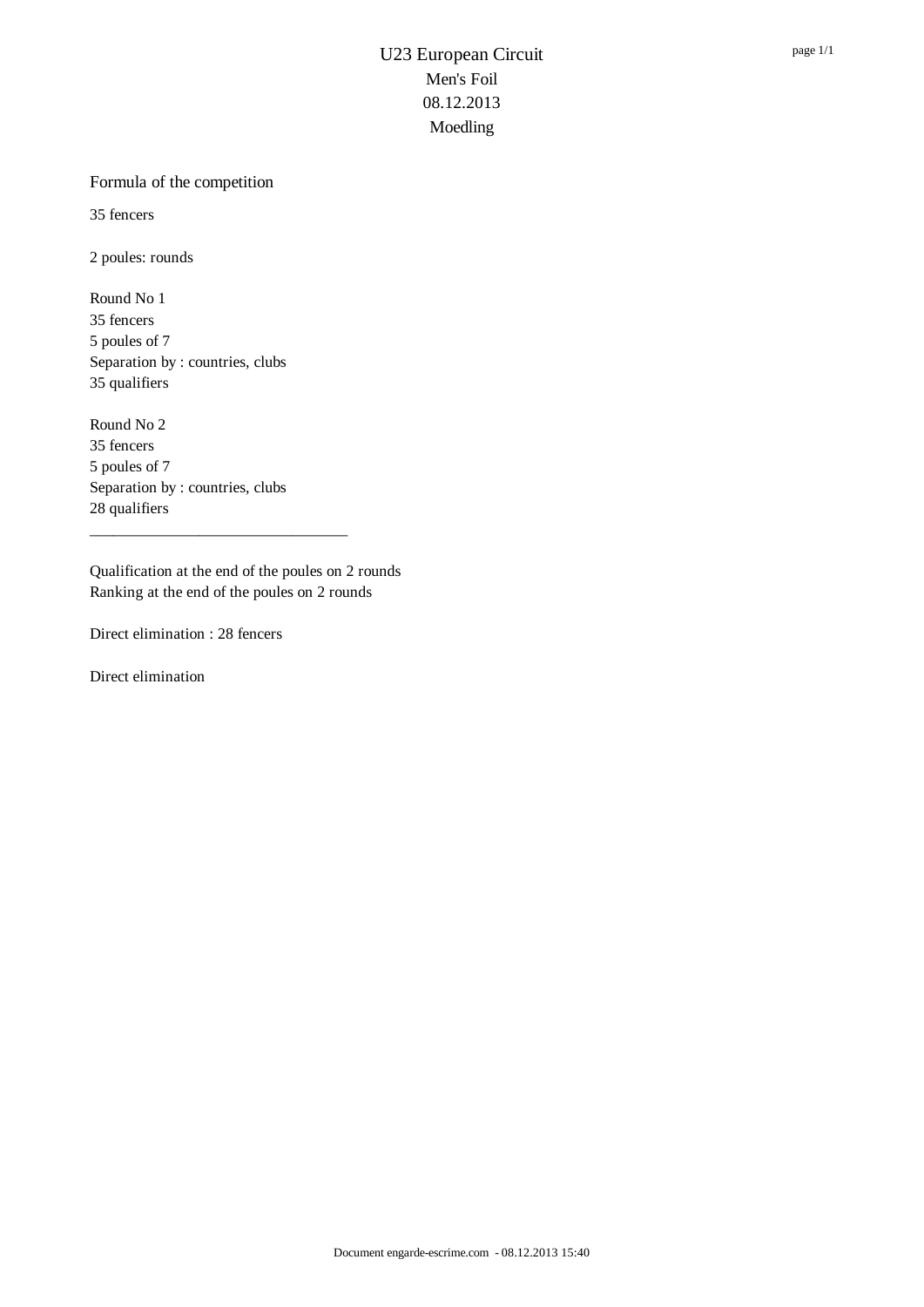# U23 European Circuit
Men's Foil
08.12.2013
Moedling

## Formula of the competition

35 fencers

2 poules: rounds

Round No 1
35 fencers
5 poules of 7
Separation by : countries, clubs
35 qualifiers

Round No 2
35 fencers
5 poules of 7
Separation by : countries, clubs
28 qualifiers

---

Qualification at the end of the poules on 2 rounds
Ranking at the end of the poules on 2 rounds

Direct elimination : 28 fencers

Direct elimination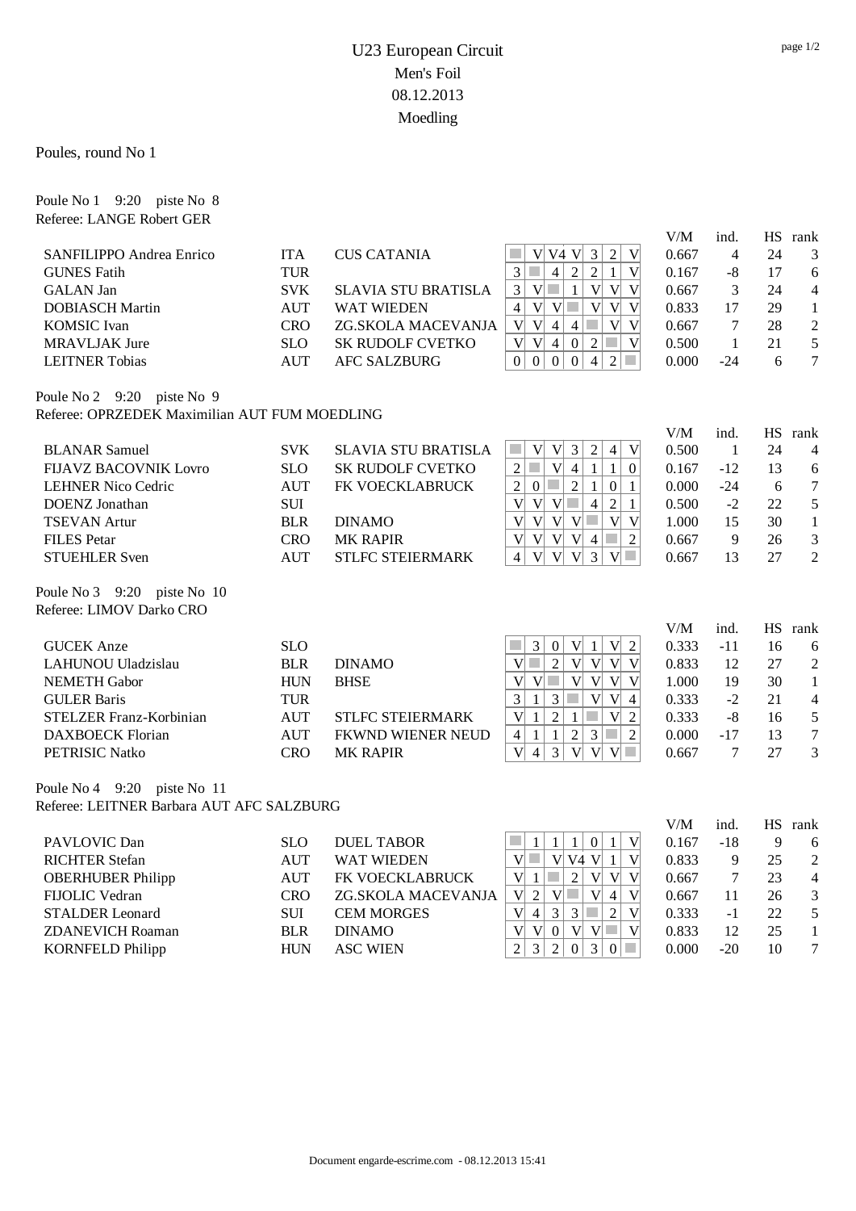# U23 European Circuit
## Men's Foil
## 08.12.2013
## Moedling

Poules, round No 1

Poule No 1   9:20   piste No  8
Referee: LANGE Robert GER

| Name | Nation | Club | 1 | 2 | 3 | 4 | 5 | 6 | 7 | V/M | ind. | HS | rank |
|---|---|---|---|---|---|---|---|---|---|---|---|---|---|
| SANFILIPPO Andrea Enrico | ITA | CUS CATANIA | | V | V4 | V | 3 | 2 | V | 0.667 | 4 | 24 | 3 |
| GUNES Fatih | TUR | | 3 | | 4 | 2 | 2 | 1 | V | 0.167 | -8 | 17 | 6 |
| GALAN Jan | SVK | SLAVIA STU BRATISLA | 3 | V | | 1 | V | V | V | 0.667 | 3 | 24 | 4 |
| DOBIASCH Martin | AUT | WAT WIEDEN | 4 | V | V | | V | V | V | 0.833 | 17 | 29 | 1 |
| KOMSIC Ivan | CRO | ZG.SKOLA MACEVANJA | V | V | 4 | 4 | | V | V | 0.667 | 7 | 28 | 2 |
| MRAVLJAK Jure | SLO | SK RUDOLF CVETKO | V | V | 4 | 0 | 2 | | V | 0.500 | 1 | 21 | 5 |
| LEITNER Tobias | AUT | AFC SALZBURG | 0 | 0 | 0 | 0 | 4 | 2 | | 0.000 | -24 | 6 | 7 |

Poule No 2   9:20   piste No  9
Referee: OPRZEDEK Maximilian AUT FUM MOEDLING

| Name | Nation | Club | 1 | 2 | 3 | 4 | 5 | 6 | 7 | V/M | ind. | HS | rank |
|---|---|---|---|---|---|---|---|---|---|---|---|---|---|
| BLANAR Samuel | SVK | SLAVIA STU BRATISLA | | V | V | 3 | 2 | 4 | V | 0.500 | 1 | 24 | 4 |
| FIJAVZ BACOVNIK Lovro | SLO | SK RUDOLF CVETKO | 2 | | V | 4 | 1 | 1 | 0 | 0.167 | -12 | 13 | 6 |
| LEHNER Nico Cedric | AUT | FK VOECKLABRUCK | 2 | 0 | | 2 | 1 | 0 | 1 | 0.000 | -24 | 6 | 7 |
| DOENZ Jonathan | SUI | | V | V | V | | 4 | 2 | 1 | 0.500 | -2 | 22 | 5 |
| TSEVAN Artur | BLR | DINAMO | V | V | V | V | | V | V | 1.000 | 15 | 30 | 1 |
| FILES Petar | CRO | MK RAPIR | V | V | V | V | 4 | | 2 | 0.667 | 9 | 26 | 3 |
| STUEHLER Sven | AUT | STLFC STEIERMARK | 4 | V | V | V | 3 | V | | 0.667 | 13 | 27 | 2 |

Poule No 3   9:20   piste No  10
Referee: LIMOV Darko CRO

| Name | Nation | Club | 1 | 2 | 3 | 4 | 5 | 6 | 7 | V/M | ind. | HS | rank |
|---|---|---|---|---|---|---|---|---|---|---|---|---|---|
| GUCEK Anze | SLO | | | 3 | 0 | V | 1 | V | 2 | 0.333 | -11 | 16 | 6 |
| LAHUNOU Uladzislau | BLR | DINAMO | V | | 2 | V | V | V | V | 0.833 | 12 | 27 | 2 |
| NEMETH Gabor | HUN | BHSE | V | V | | V | V | V | V | 1.000 | 19 | 30 | 1 |
| GULER Baris | TUR | | 3 | 1 | 3 | | V | V | 4 | 0.333 | -2 | 21 | 4 |
| STELZER Franz-Korbinian | AUT | STLFC STEIERMARK | V | 1 | 2 | 1 | | V | 2 | 0.333 | -8 | 16 | 5 |
| DAXBOECK Florian | AUT | FKWND WIENER NEUD | 4 | 1 | 1 | 2 | 3 | | 2 | 0.000 | -17 | 13 | 7 |
| PETRISIC Natko | CRO | MK RAPIR | V | 4 | 3 | V | V | V | | 0.667 | 7 | 27 | 3 |

Poule No 4   9:20   piste No  11
Referee: LEITNER Barbara AUT AFC SALZBURG

| Name | Nation | Club | 1 | 2 | 3 | 4 | 5 | 6 | 7 | V/M | ind. | HS | rank |
|---|---|---|---|---|---|---|---|---|---|---|---|---|---|
| PAVLOVIC Dan | SLO | DUEL TABOR | | 1 | 1 | 1 | 0 | 1 | V | 0.167 | -18 | 9 | 6 |
| RICHTER Stefan | AUT | WAT WIEDEN | V | | V | V4 | V | 1 | V | 0.833 | 9 | 25 | 2 |
| OBERHUBER Philipp | AUT | FK VOECKLABRUCK | V | 1 | | 2 | V | V | V | 0.667 | 7 | 23 | 4 |
| FIJOLIC Vedran | CRO | ZG.SKOLA MACEVANJA | V | 2 | V | | V | 4 | V | 0.667 | 11 | 26 | 3 |
| STALDER Leonard | SUI | CEM MORGES | V | 4 | 3 | 3 | | 2 | V | 0.333 | -1 | 22 | 5 |
| ZDANEVICH Roaman | BLR | DINAMO | V | V | 0 | V | V | | V | 0.833 | 12 | 25 | 1 |
| KORNFELD Philipp | HUN | ASC WIEN | 2 | 3 | 2 | 0 | 3 | 0 | | 0.000 | -20 | 10 | 7 |

Document engarde-escrime.com - 08.12.2013 15:41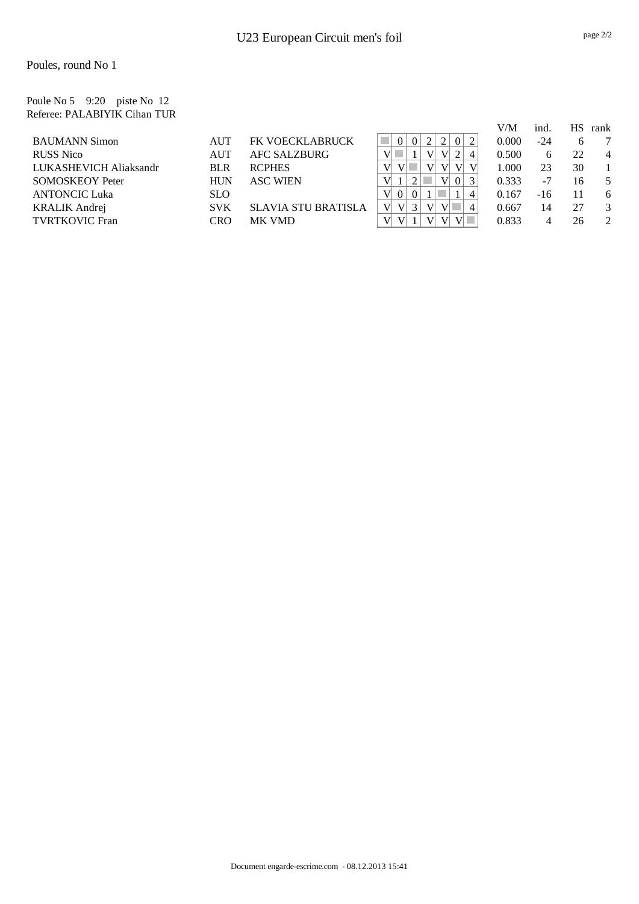# U23 European Circuit men's foil

Poules, round No 1

Poule No 5    9:20    piste No  12
Referee: PALABIYIK Cihan TUR

| Name | Nation | Club | 1 | 2 | 3 | 4 | 5 | 6 | 7 | V/M | ind. | HS | rank |
|---|---|---|---|---|---|---|---|---|---|---|---|---|---|
| BAUMANN Simon | AUT | FK VOECKLABRUCK | | 0 | 0 | 2 | 2 | 0 | 2 | 0.000 | -24 | 6 | 7 |
| RUSS Nico | AUT | AFC SALZBURG | V | | 1 | V | V | 2 | 4 | 0.500 | 6 | 22 | 4 |
| LUKASHEVICH Aliaksandr | BLR | RCPHES | V | V | | V | V | V | V | 1.000 | 23 | 30 | 1 |
| SOMOSKEOY Peter | HUN | ASC WIEN | V | 1 | 2 | | V | 0 | 3 | 0.333 | -7 | 16 | 5 |
| ANTONCIC Luka | SLO | | V | 0 | 0 | 1 | | 1 | 4 | 0.167 | -16 | 11 | 6 |
| KRALIK Andrej | SVK | SLAVIA STU BRATISLA | V | V | 3 | V | V | | 4 | 0.667 | 14 | 27 | 3 |
| TVRTKOVIC Fran | CRO | MK VMD | V | V | 1 | V | V | V | | 0.833 | 4 | 26 | 2 |

Document engarde-escrime.com - 08.12.2013 15:41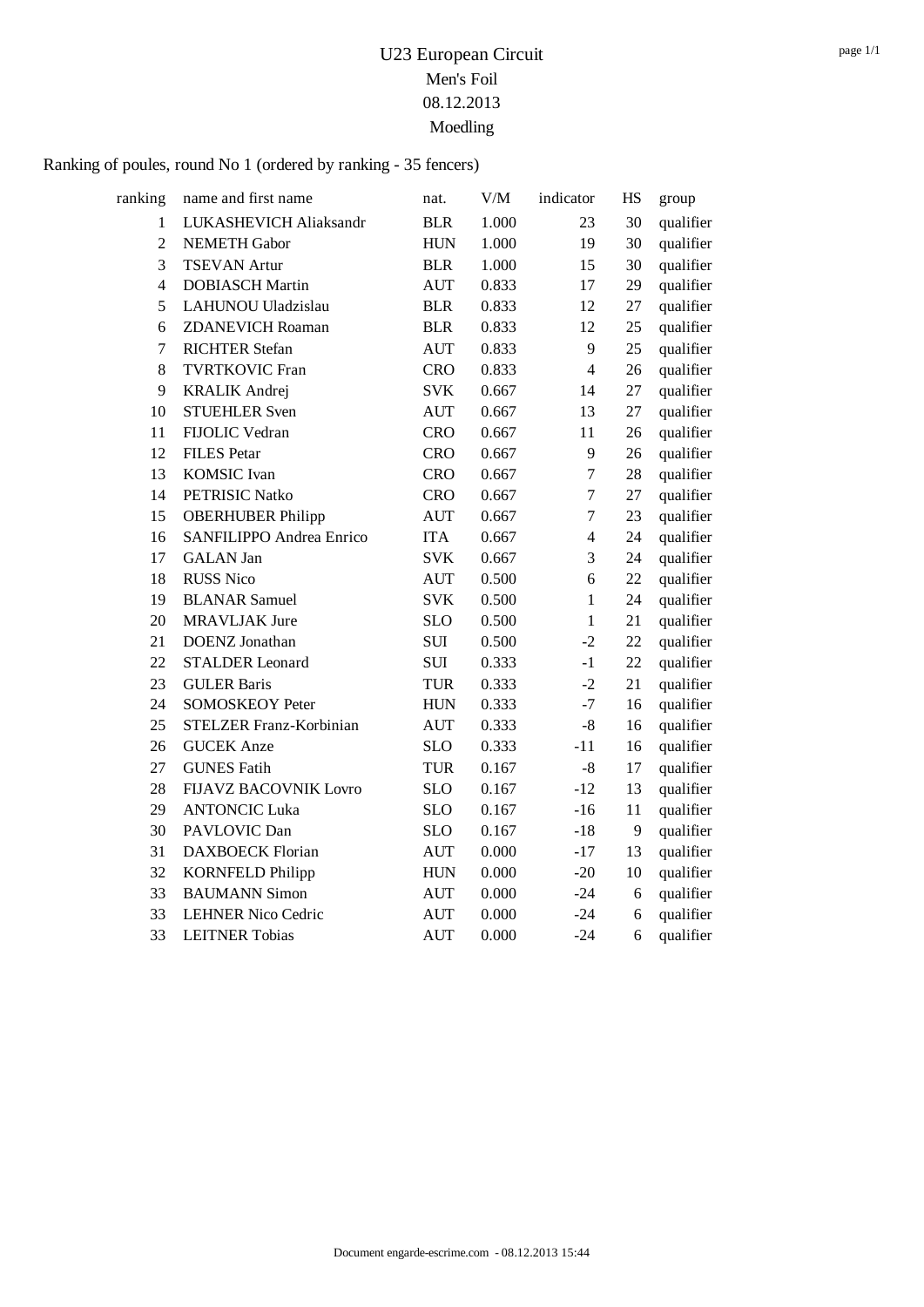# U23 European Circuit

Men's Foil

08.12.2013

Moedling

Ranking of poules, round No 1 (ordered by ranking - 35 fencers)

| ranking | name and first name | nat. | V/M | indicator | HS | group |
|---|---|---|---|---|---|---|
| 1 | LUKASHEVICH Aliaksandr | BLR | 1.000 | 23 | 30 | qualifier |
| 2 | NEMETH Gabor | HUN | 1.000 | 19 | 30 | qualifier |
| 3 | TSEVAN Artur | BLR | 1.000 | 15 | 30 | qualifier |
| 4 | DOBIASCH Martin | AUT | 0.833 | 17 | 29 | qualifier |
| 5 | LAHUNOU Uladzislau | BLR | 0.833 | 12 | 27 | qualifier |
| 6 | ZDANEVICH Roaman | BLR | 0.833 | 12 | 25 | qualifier |
| 7 | RICHTER Stefan | AUT | 0.833 | 9 | 25 | qualifier |
| 8 | TVRTKOVIC Fran | CRO | 0.833 | 4 | 26 | qualifier |
| 9 | KRALIK Andrej | SVK | 0.667 | 14 | 27 | qualifier |
| 10 | STUEHLER Sven | AUT | 0.667 | 13 | 27 | qualifier |
| 11 | FIJOLIC Vedran | CRO | 0.667 | 11 | 26 | qualifier |
| 12 | FILES Petar | CRO | 0.667 | 9 | 26 | qualifier |
| 13 | KOMSIC Ivan | CRO | 0.667 | 7 | 28 | qualifier |
| 14 | PETRISIC Natko | CRO | 0.667 | 7 | 27 | qualifier |
| 15 | OBERHUBER Philipp | AUT | 0.667 | 7 | 23 | qualifier |
| 16 | SANFILIPPO Andrea Enrico | ITA | 0.667 | 4 | 24 | qualifier |
| 17 | GALAN Jan | SVK | 0.667 | 3 | 24 | qualifier |
| 18 | RUSS Nico | AUT | 0.500 | 6 | 22 | qualifier |
| 19 | BLANAR Samuel | SVK | 0.500 | 1 | 24 | qualifier |
| 20 | MRAVLJAK Jure | SLO | 0.500 | 1 | 21 | qualifier |
| 21 | DOENZ Jonathan | SUI | 0.500 | -2 | 22 | qualifier |
| 22 | STALDER Leonard | SUI | 0.333 | -1 | 22 | qualifier |
| 23 | GULER Baris | TUR | 0.333 | -2 | 21 | qualifier |
| 24 | SOMOSKEOY Peter | HUN | 0.333 | -7 | 16 | qualifier |
| 25 | STELZER Franz-Korbinian | AUT | 0.333 | -8 | 16 | qualifier |
| 26 | GUCEK Anze | SLO | 0.333 | -11 | 16 | qualifier |
| 27 | GUNES Fatih | TUR | 0.167 | -8 | 17 | qualifier |
| 28 | FIJAVZ BACOVNIK Lovro | SLO | 0.167 | -12 | 13 | qualifier |
| 29 | ANTONCIC Luka | SLO | 0.167 | -16 | 11 | qualifier |
| 30 | PAVLOVIC Dan | SLO | 0.167 | -18 | 9 | qualifier |
| 31 | DAXBOECK Florian | AUT | 0.000 | -17 | 13 | qualifier |
| 32 | KORNFELD Philipp | HUN | 0.000 | -20 | 10 | qualifier |
| 33 | BAUMANN Simon | AUT | 0.000 | -24 | 6 | qualifier |
| 33 | LEHNER Nico Cedric | AUT | 0.000 | -24 | 6 | qualifier |
| 33 | LEITNER Tobias | AUT | 0.000 | -24 | 6 | qualifier |

Document engarde-escrime.com - 08.12.2013 15:44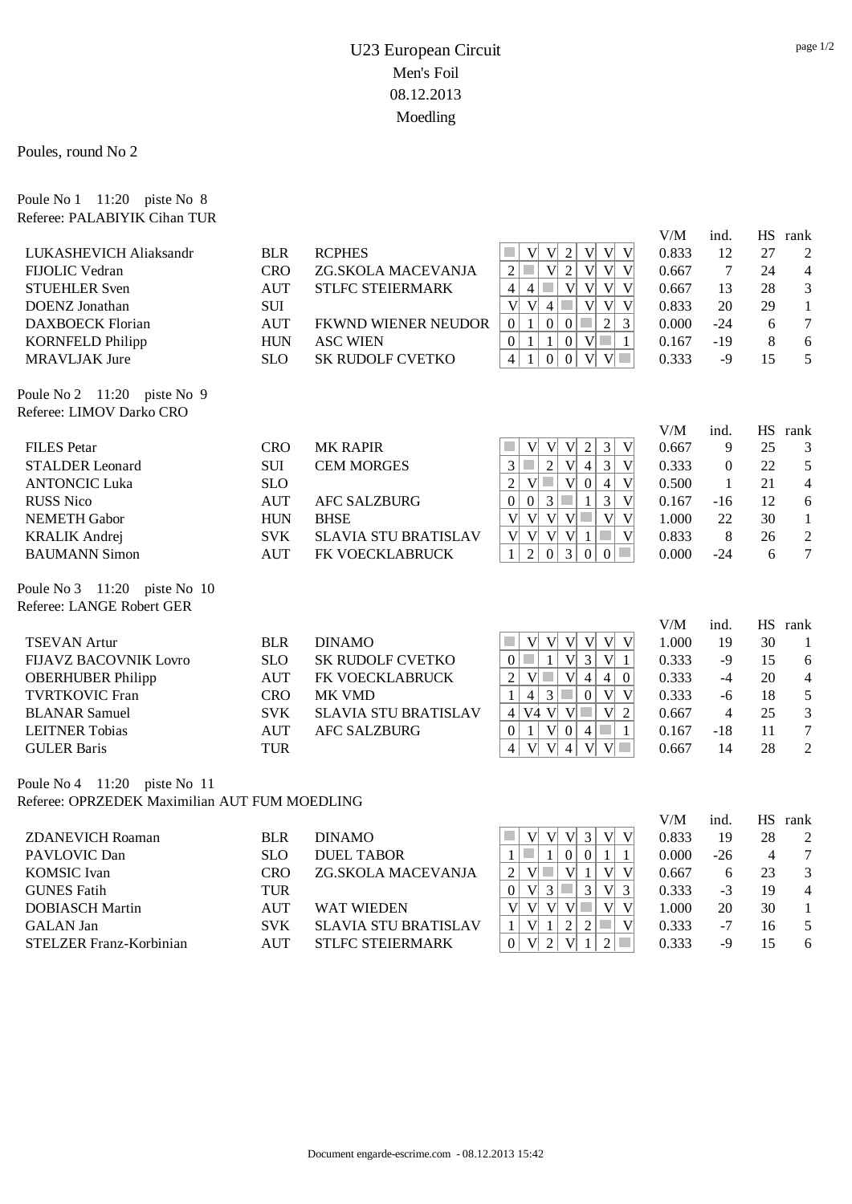# U23 European Circuit

## Men's Foil

## 08.12.2013

## Moedling

Poules, round No 2

Poule No 1 11:20 piste No 8
Referee: PALABIYIK Cihan TUR

| Name | Nat | Club | 1 | 2 | 3 | 4 | 5 | 6 | 7 | V/M | ind. | HS | rank |
|---|---|---|---|---|---|---|---|---|---|---|---|---|---|
| LUKASHEVICH Aliaksandr | BLR | RCPHES | | V | V | 2 | V | V | V | 0.833 | 12 | 27 | 2 |
| FIJOLIC Vedran | CRO | ZG.SKOLA MACEVANJA | 2 | | V | 2 | V | V | V | 0.667 | 7 | 24 | 4 |
| STUEHLER Sven | AUT | STLFC STEIERMARK | 4 | 4 | | V | V | V | V | 0.667 | 13 | 28 | 3 |
| DOENZ Jonathan | SUI | | V | V | 4 | | V | V | V | 0.833 | 20 | 29 | 1 |
| DAXBOECK Florian | AUT | FKWND WIENER NEUDOR | 0 | 1 | 0 | 0 | | 2 | 3 | 0.000 | -24 | 6 | 7 |
| KORNFELD Philipp | HUN | ASC WIEN | 0 | 1 | 1 | 0 | V | | 1 | 0.167 | -19 | 8 | 6 |
| MRAVLJAK Jure | SLO | SK RUDOLF CVETKO | 4 | 1 | 0 | 0 | V | V | | 0.333 | -9 | 15 | 5 |

Poule No 2 11:20 piste No 9
Referee: LIMOV Darko CRO

| Name | Nat | Club | 1 | 2 | 3 | 4 | 5 | 6 | 7 | V/M | ind. | HS | rank |
|---|---|---|---|---|---|---|---|---|---|---|---|---|---|
| FILES Petar | CRO | MK RAPIR | | V | V | V | 2 | 3 | V | 0.667 | 9 | 25 | 3 |
| STALDER Leonard | SUI | CEM MORGES | 3 | | 2 | V | 4 | 3 | V | 0.333 | 0 | 22 | 5 |
| ANTONCIC Luka | SLO | | 2 | V | | V | 0 | 4 | V | 0.500 | 1 | 21 | 4 |
| RUSS Nico | AUT | AFC SALZBURG | 0 | 0 | 3 | | 1 | 3 | V | 0.167 | -16 | 12 | 6 |
| NEMETH Gabor | HUN | BHSE | V | V | V | V | | V | V | 1.000 | 22 | 30 | 1 |
| KRALIK Andrej | SVK | SLAVIA STU BRATISLAV | V | V | V | V | 1 | | V | 0.833 | 8 | 26 | 2 |
| BAUMANN Simon | AUT | FK VOECKLABRUCK | 1 | 2 | 0 | 3 | 0 | 0 | | 0.000 | -24 | 6 | 7 |

Poule No 3 11:20 piste No 10
Referee: LANGE Robert GER

| Name | Nat | Club | 1 | 2 | 3 | 4 | 5 | 6 | 7 | V/M | ind. | HS | rank |
|---|---|---|---|---|---|---|---|---|---|---|---|---|---|
| TSEVAN Artur | BLR | DINAMO | | V | V | V | V | V | V | 1.000 | 19 | 30 | 1 |
| FIJAVZ BACOVNIK Lovro | SLO | SK RUDOLF CVETKO | 0 | | 1 | V | 3 | V | 1 | 0.333 | -9 | 15 | 6 |
| OBERHUBER Philipp | AUT | FK VOECKLABRUCK | 2 | V | | V | 4 | 4 | 0 | 0.333 | -4 | 20 | 4 |
| TVRTKOVIC Fran | CRO | MK VMD | 1 | 4 | 3 | | 0 | V | V | 0.333 | -6 | 18 | 5 |
| BLANAR Samuel | SVK | SLAVIA STU BRATISLAV | 4 | V4 | V | V | | V | 2 | 0.667 | 4 | 25 | 3 |
| LEITNER Tobias | AUT | AFC SALZBURG | 0 | 1 | V | 0 | 4 | | 1 | 0.167 | -18 | 11 | 7 |
| GULER Baris | TUR | | 4 | V | V | 4 | V | V | | 0.667 | 14 | 28 | 2 |

Poule No 4 11:20 piste No 11
Referee: OPRZEDEK Maximilian AUT FUM MOEDLING

| Name | Nat | Club | 1 | 2 | 3 | 4 | 5 | 6 | 7 | V/M | ind. | HS | rank |
|---|---|---|---|---|---|---|---|---|---|---|---|---|---|
| ZDANEVICH Roaman | BLR | DINAMO | | V | V | V | 3 | V | V | 0.833 | 19 | 28 | 2 |
| PAVLOVIC Dan | SLO | DUEL TABOR | 1 | | 1 | 0 | 0 | 1 | 1 | 0.000 | -26 | 4 | 7 |
| KOMSIC Ivan | CRO | ZG.SKOLA MACEVANJA | 2 | V | | V | 1 | V | V | 0.667 | 6 | 23 | 3 |
| GUNES Fatih | TUR | | 0 | V | 3 | | 3 | V | 3 | 0.333 | -3 | 19 | 4 |
| DOBIASCH Martin | AUT | WAT WIEDEN | V | V | V | V | | V | V | 1.000 | 20 | 30 | 1 |
| GALAN Jan | SVK | SLAVIA STU BRATISLAV | 1 | V | 1 | 2 | 2 | | V | 0.333 | -7 | 16 | 5 |
| STELZER Franz-Korbinian | AUT | STLFC STEIERMARK | 0 | V | 2 | V | 1 | 2 | | 0.333 | -9 | 15 | 6 |

Document engarde-escrime.com - 08.12.2013 15:42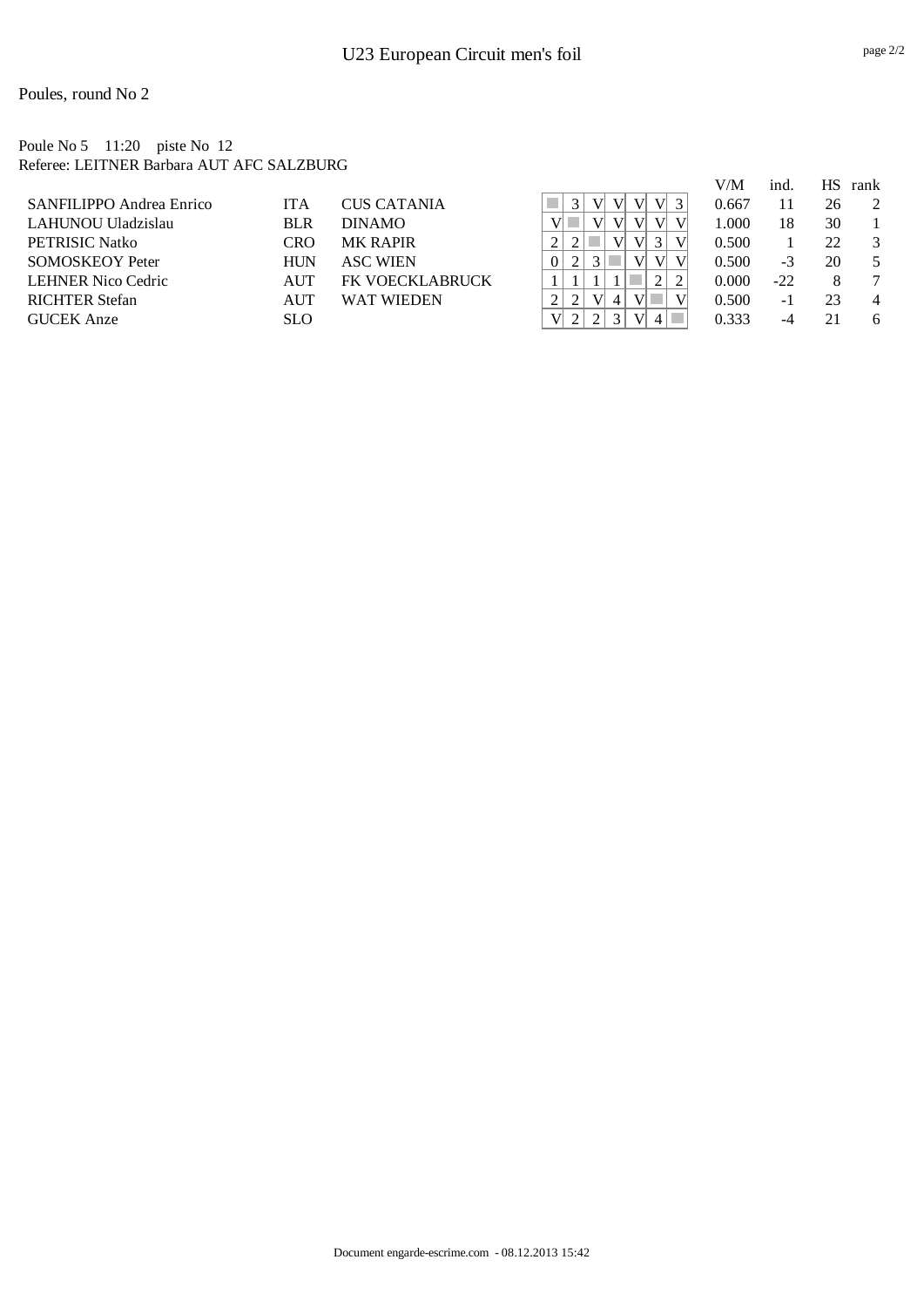# U23 European Circuit men's foil

## Poules, round No 2

Poule No 5    11:20    piste No  12
Referee: LEITNER Barbara AUT AFC SALZBURG

| | | | 1 | 2 | 3 | 4 | 5 | 6 | 7 | V/M | ind. | HS | rank |
|---|---|---|---|---|---|---|---|---|---|---|---|---|---|
| SANFILIPPO Andrea Enrico | ITA | CUS CATANIA | | 3 | V | V | V | V | 3 | 0.667 | 11 | 26 | 2 |
| LAHUNOU Uladzislau | BLR | DINAMO | V | | V | V | V | V | V | 1.000 | 18 | 30 | 1 |
| PETRISIC Natko | CRO | MK RAPIR | 2 | 2 | | V | V | 3 | V | 0.500 | 1 | 22 | 3 |
| SOMOSKEOY Peter | HUN | ASC WIEN | 0 | 2 | 3 | | V | V | V | 0.500 | -3 | 20 | 5 |
| LEHNER Nico Cedric | AUT | FK VOECKLABRUCK | 1 | 1 | 1 | 1 | | 2 | 2 | 0.000 | -22 | 8 | 7 |
| RICHTER Stefan | AUT | WAT WIEDEN | 2 | 2 | V | 4 | V | | V | 0.500 | -1 | 23 | 4 |
| GUCEK Anze | SLO | | V | 2 | 2 | 3 | V | 4 | | 0.333 | -4 | 21 | 6 |

Document engarde-escrime.com - 08.12.2013 15:42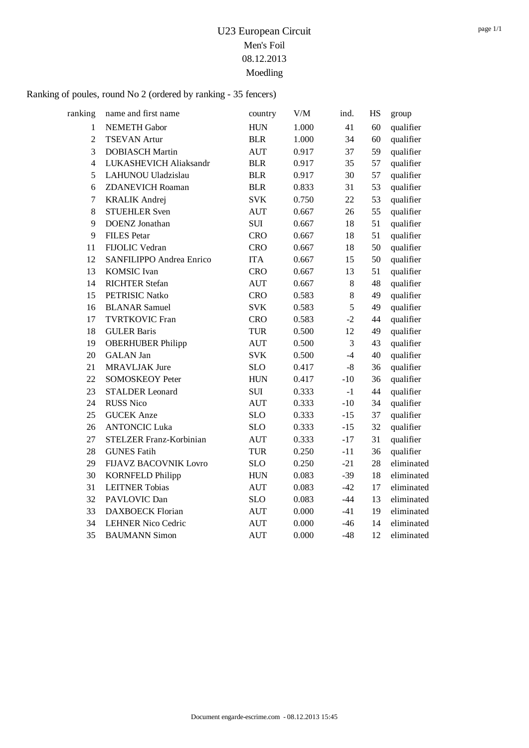# U23 European Circuit

Men's Foil

08.12.2013

Moedling

Ranking of poules, round No 2 (ordered by ranking - 35 fencers)

| ranking | name and first name | country | V/M | ind. | HS | group |
|---|---|---|---|---|---|---|
| 1 | NEMETH Gabor | HUN | 1.000 | 41 | 60 | qualifier |
| 2 | TSEVAN Artur | BLR | 1.000 | 34 | 60 | qualifier |
| 3 | DOBIASCH Martin | AUT | 0.917 | 37 | 59 | qualifier |
| 4 | LUKASHEVICH Aliaksandr | BLR | 0.917 | 35 | 57 | qualifier |
| 5 | LAHUNOU Uladzislau | BLR | 0.917 | 30 | 57 | qualifier |
| 6 | ZDANEVICH Roaman | BLR | 0.833 | 31 | 53 | qualifier |
| 7 | KRALIK Andrej | SVK | 0.750 | 22 | 53 | qualifier |
| 8 | STUEHLER Sven | AUT | 0.667 | 26 | 55 | qualifier |
| 9 | DOENZ Jonathan | SUI | 0.667 | 18 | 51 | qualifier |
| 9 | FILES Petar | CRO | 0.667 | 18 | 51 | qualifier |
| 11 | FIJOLIC Vedran | CRO | 0.667 | 18 | 50 | qualifier |
| 12 | SANFILIPPO Andrea Enrico | ITA | 0.667 | 15 | 50 | qualifier |
| 13 | KOMSIC Ivan | CRO | 0.667 | 13 | 51 | qualifier |
| 14 | RICHTER Stefan | AUT | 0.667 | 8 | 48 | qualifier |
| 15 | PETRISIC Natko | CRO | 0.583 | 8 | 49 | qualifier |
| 16 | BLANAR Samuel | SVK | 0.583 | 5 | 49 | qualifier |
| 17 | TVRTKOVIC Fran | CRO | 0.583 | -2 | 44 | qualifier |
| 18 | GULER Baris | TUR | 0.500 | 12 | 49 | qualifier |
| 19 | OBERHUBER Philipp | AUT | 0.500 | 3 | 43 | qualifier |
| 20 | GALAN Jan | SVK | 0.500 | -4 | 40 | qualifier |
| 21 | MRAVLJAK Jure | SLO | 0.417 | -8 | 36 | qualifier |
| 22 | SOMOSKEOY Peter | HUN | 0.417 | -10 | 36 | qualifier |
| 23 | STALDER Leonard | SUI | 0.333 | -1 | 44 | qualifier |
| 24 | RUSS Nico | AUT | 0.333 | -10 | 34 | qualifier |
| 25 | GUCEK Anze | SLO | 0.333 | -15 | 37 | qualifier |
| 26 | ANTONCIC Luka | SLO | 0.333 | -15 | 32 | qualifier |
| 27 | STELZER Franz-Korbinian | AUT | 0.333 | -17 | 31 | qualifier |
| 28 | GUNES Fatih | TUR | 0.250 | -11 | 36 | qualifier |
| 29 | FIJAVZ BACOVNIK Lovro | SLO | 0.250 | -21 | 28 | eliminated |
| 30 | KORNFELD Philipp | HUN | 0.083 | -39 | 18 | eliminated |
| 31 | LEITNER Tobias | AUT | 0.083 | -42 | 17 | eliminated |
| 32 | PAVLOVIC Dan | SLO | 0.083 | -44 | 13 | eliminated |
| 33 | DAXBOECK Florian | AUT | 0.000 | -41 | 19 | eliminated |
| 34 | LEHNER Nico Cedric | AUT | 0.000 | -46 | 14 | eliminated |
| 35 | BAUMANN Simon | AUT | 0.000 | -48 | 12 | eliminated |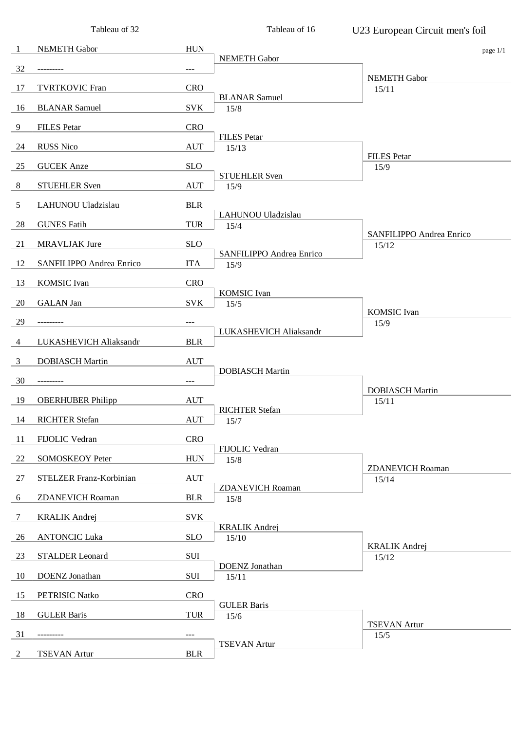# U23 European Circuit men's foil

| Seed | Tableau of 32 | Nation | Tableau of 16 | Tableau of 8 |
|---|---|---|---|---|
| 1 | NEMETH Gabor | HUN | NEMETH Gabor | NEMETH Gabor 15/11 |
| 32 | --------- | --- | | |
| 17 | TVRTKOVIC Fran | CRO | BLANAR Samuel 15/8 | |
| 16 | BLANAR Samuel | SVK | | |
| 9 | FILES Petar | CRO | FILES Petar 15/13 | FILES Petar 15/9 |
| 24 | RUSS Nico | AUT | | |
| 25 | GUCEK Anze | SLO | STUEHLER Sven 15/9 | |
| 8 | STUEHLER Sven | AUT | | |
| 5 | LAHUNOU Uladzislau | BLR | LAHUNOU Uladzislau 15/4 | SANFILIPPO Andrea Enrico 15/12 |
| 28 | GUNES Fatih | TUR | | |
| 21 | MRAVLJAK Jure | SLO | SANFILIPPO Andrea Enrico 15/9 | |
| 12 | SANFILIPPO Andrea Enrico | ITA | | |
| 13 | KOMSIC Ivan | CRO | KOMSIC Ivan 15/5 | KOMSIC Ivan 15/9 |
| 20 | GALAN Jan | SVK | | |
| 29 | --------- | --- | LUKASHEVICH Aliaksandr | |
| 4 | LUKASHEVICH Aliaksandr | BLR | | |
| 3 | DOBIASCH Martin | AUT | DOBIASCH Martin | DOBIASCH Martin 15/11 |
| 30 | --------- | --- | | |
| 19 | OBERHUBER Philipp | AUT | RICHTER Stefan 15/7 | |
| 14 | RICHTER Stefan | AUT | | |
| 11 | FIJOLIC Vedran | CRO | FIJOLIC Vedran 15/8 | ZDANEVICH Roaman 15/14 |
| 22 | SOMOSKEOY Peter | HUN | | |
| 27 | STELZER Franz-Korbinian | AUT | ZDANEVICH Roaman 15/8 | |
| 6 | ZDANEVICH Roaman | BLR | | |
| 7 | KRALIK Andrej | SVK | KRALIK Andrej 15/10 | KRALIK Andrej 15/12 |
| 26 | ANTONCIC Luka | SLO | | |
| 23 | STALDER Leonard | SUI | DOENZ Jonathan 15/11 | |
| 10 | DOENZ Jonathan | SUI | | |
| 15 | PETRISIC Natko | CRO | GULER Baris 15/6 | TSEVAN Artur 15/5 |
| 18 | GULER Baris | TUR | | |
| 31 | --------- | --- | TSEVAN Artur | |
| 2 | TSEVAN Artur | BLR | | |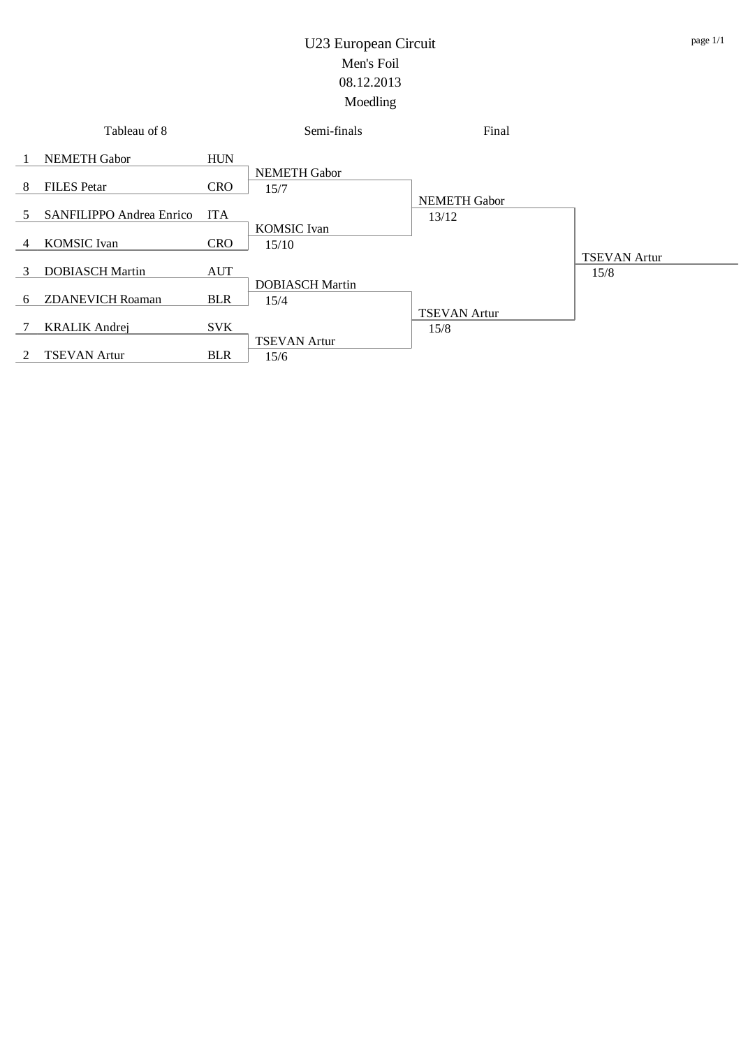# U23 European Circuit

## Men's Foil

08.12.2013

Moedling

| Tableau of 8 | | | Semi-finals | Final | |
|---|---|---|---|---|---|
| 1 | NEMETH Gabor | HUN | NEMETH Gabor 15/7 | NEMETH Gabor 13/12 | TSEVAN Artur 15/8 |
| 8 | FILES Petar | CRO | | | |
| 5 | SANFILIPPO Andrea Enrico | ITA | KOMSIC Ivan 15/10 | | |
| 4 | KOMSIC Ivan | CRO | | | |
| 3 | DOBIASCH Martin | AUT | DOBIASCH Martin 15/4 | TSEVAN Artur 15/8 | |
| 6 | ZDANEVICH Roaman | BLR | | | |
| 7 | KRALIK Andrej | SVK | TSEVAN Artur 15/6 | | |
| 2 | TSEVAN Artur | BLR | | | |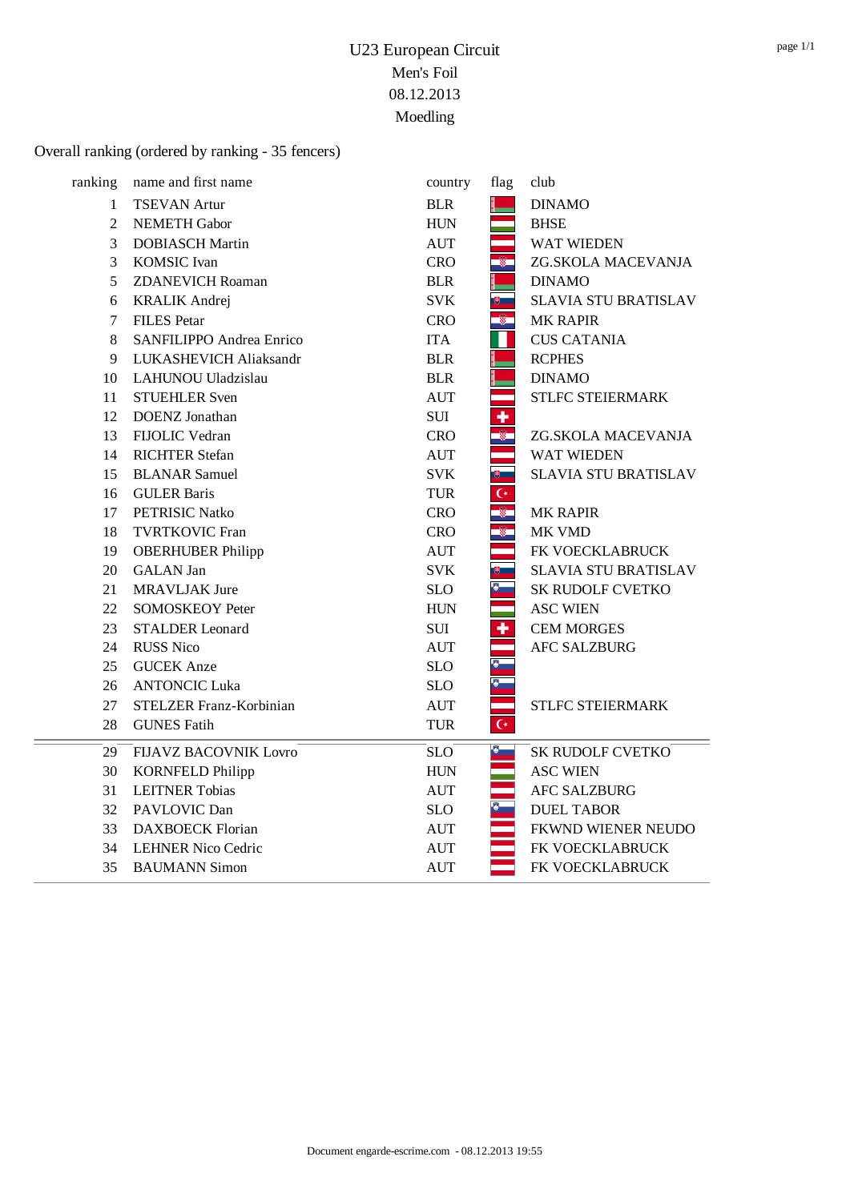# U23 European Circuit

Men's Foil

08.12.2013

Moedling

Overall ranking (ordered by ranking - 35 fencers)

| ranking | name and first name | country | flag | club |
|---|---|---|---|---|
| 1 | TSEVAN Artur | BLR | | DINAMO |
| 2 | NEMETH Gabor | HUN | | BHSE |
| 3 | DOBIASCH Martin | AUT | | WAT WIEDEN |
| 3 | KOMSIC Ivan | CRO | | ZG.SKOLA MACEVANJA |
| 5 | ZDANEVICH Roaman | BLR | | DINAMO |
| 6 | KRALIK Andrej | SVK | | SLAVIA STU BRATISLAV |
| 7 | FILES Petar | CRO | | MK RAPIR |
| 8 | SANFILIPPO Andrea Enrico | ITA | | CUS CATANIA |
| 9 | LUKASHEVICH Aliaksandr | BLR | | RCPHES |
| 10 | LAHUNOU Uladzislau | BLR | | DINAMO |
| 11 | STUEHLER Sven | AUT | | STLFC STEIERMARK |
| 12 | DOENZ Jonathan | SUI | | |
| 13 | FIJOLIC Vedran | CRO | | ZG.SKOLA MACEVANJA |
| 14 | RICHTER Stefan | AUT | | WAT WIEDEN |
| 15 | BLANAR Samuel | SVK | | SLAVIA STU BRATISLAV |
| 16 | GULER Baris | TUR | | |
| 17 | PETRISIC Natko | CRO | | MK RAPIR |
| 18 | TVRTKOVIC Fran | CRO | | MK VMD |
| 19 | OBERHUBER Philipp | AUT | | FK VOECKLABRUCK |
| 20 | GALAN Jan | SVK | | SLAVIA STU BRATISLAV |
| 21 | MRAVLJAK Jure | SLO | | SK RUDOLF CVETKO |
| 22 | SOMOSKEOY Peter | HUN | | ASC WIEN |
| 23 | STALDER Leonard | SUI | | CEM MORGES |
| 24 | RUSS Nico | AUT | | AFC SALZBURG |
| 25 | GUCEK Anze | SLO | | |
| 26 | ANTONCIC Luka | SLO | | |
| 27 | STELZER Franz-Korbinian | AUT | | STLFC STEIERMARK |
| 28 | GUNES Fatih | TUR | | |
| 29 | FIJAVZ BACOVNIK Lovro | SLO | | SK RUDOLF CVETKO |
| 30 | KORNFELD Philipp | HUN | | ASC WIEN |
| 31 | LEITNER Tobias | AUT | | AFC SALZBURG |
| 32 | PAVLOVIC Dan | SLO | | DUEL TABOR |
| 33 | DAXBOECK Florian | AUT | | FKWND WIENER NEUDO |
| 34 | LEHNER Nico Cedric | AUT | | FK VOECKLABRUCK |
| 35 | BAUMANN Simon | AUT | | FK VOECKLABRUCK |

Document engarde-escrime.com - 08.12.2013 19:55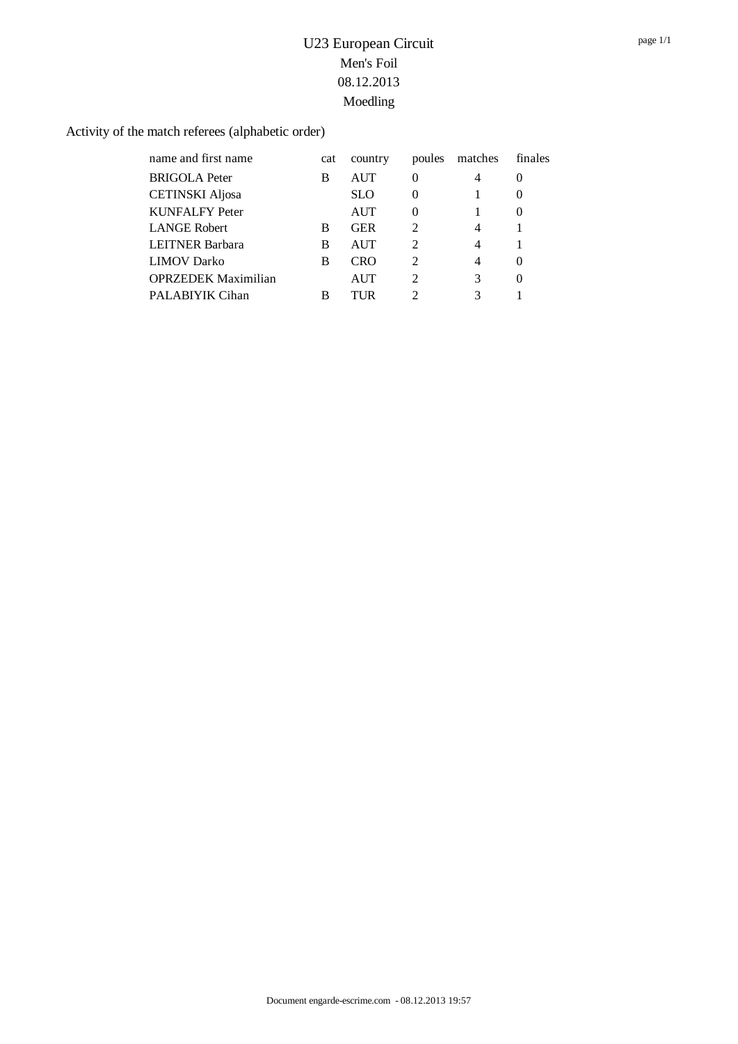# U23 European Circuit

Men's Foil

08.12.2013

Moedling

Activity of the match referees (alphabetic order)

| name and first name | cat | country | poules | matches | finales |
|---|---|---|---|---|---|
| BRIGOLA Peter | B | AUT | 0 | 4 | 0 |
| CETINSKI Aljosa | | SLO | 0 | 1 | 0 |
| KUNFALFY Peter | | AUT | 0 | 1 | 0 |
| LANGE Robert | B | GER | 2 | 4 | 1 |
| LEITNER Barbara | B | AUT | 2 | 4 | 1 |
| LIMOV Darko | B | CRO | 2 | 4 | 0 |
| OPRZEDEK Maximilian | | AUT | 2 | 3 | 0 |
| PALABIYIK Cihan | B | TUR | 2 | 3 | 1 |

Document engarde-escrime.com - 08.12.2013 19:57